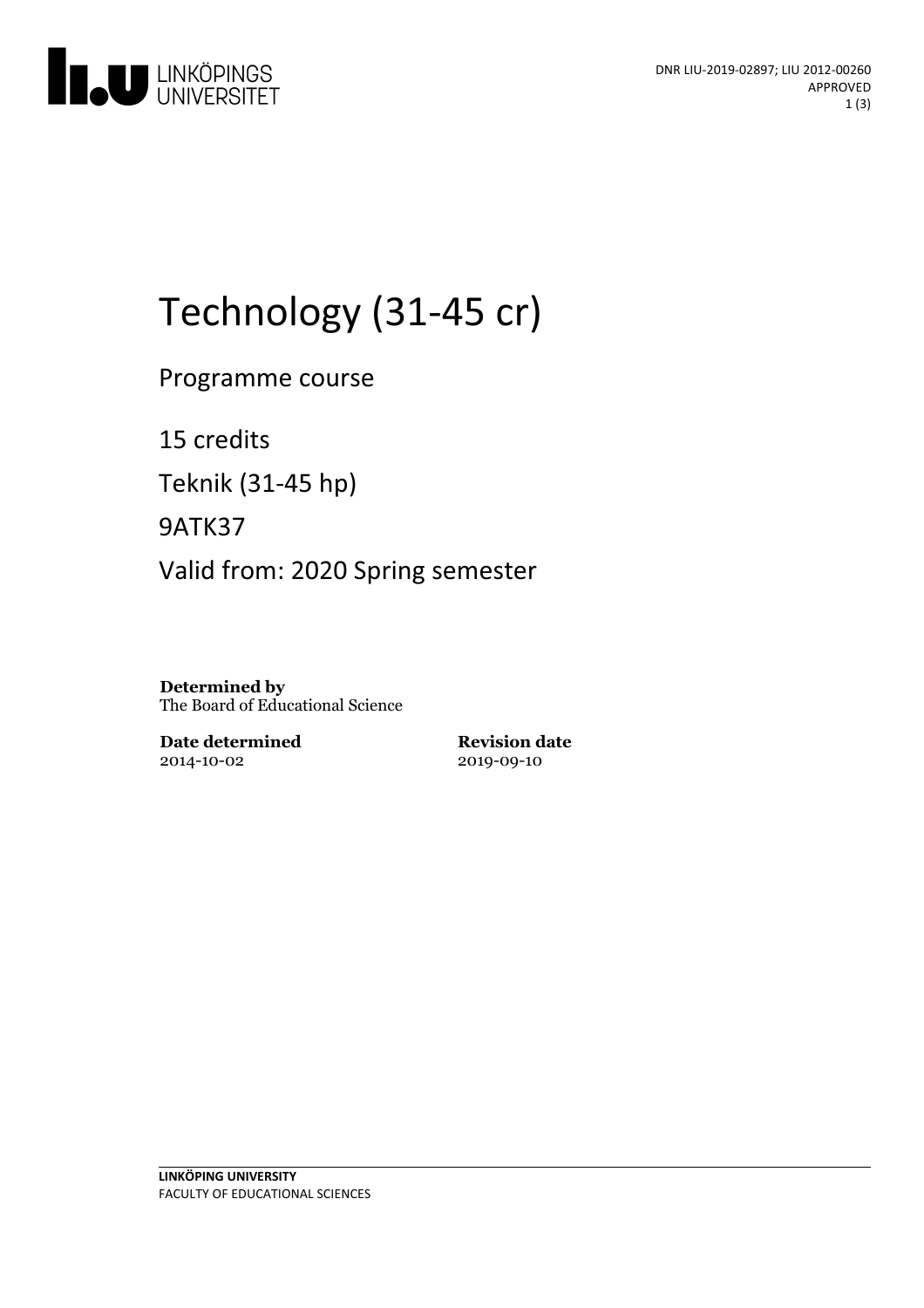DNR LIU-2019-02897; LIU 2012-00260
APPROVED

# Technology (31-45 cr)

Programme course

15 credits

Teknik (31-45 hp)

9ATK37

Valid from: 2020 Spring semester

**Determined by**
The Board of Educational Science

**Date determined**
2014-10-02

**Revision date**
2019-09-10

**LINKÖPING UNIVERSITY**
FACULTY OF EDUCATIONAL SCIENCES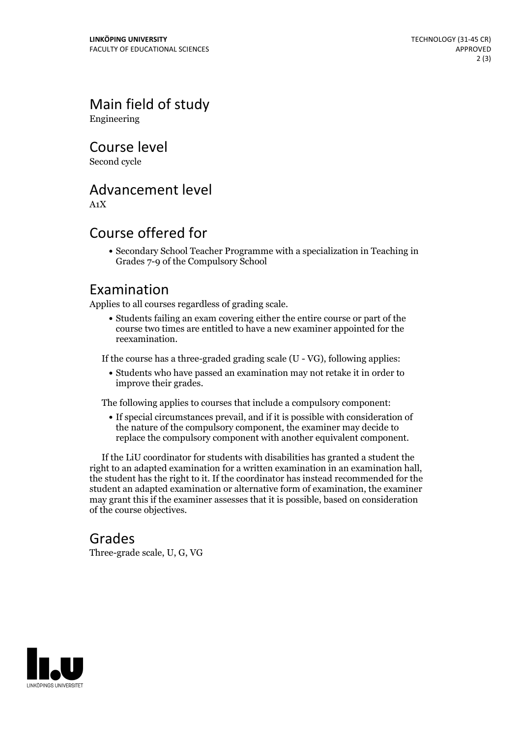## Main field of study

Engineering

## Course level

Second cycle

## Advancement level

A1X

## Course offered for

- Secondary School Teacher Programme with a specialization in Teaching in Grades 7-9 of the Compulsory School

## Examination

Applies to all courses regardless of grading scale.

- Students failing an exam covering either the entire course or part of the course two times are entitled to have a new examiner appointed for the reexamination.

If the course has a three-graded grading scale (U - VG), following applies:

- Students who have passed an examination may not retake it in order to improve their grades.

The following applies to courses that include a compulsory component:

- If special circumstances prevail, and if it is possible with consideration of the nature of the compulsory component, the examiner may decide to replace the compulsory component with another equivalent component.

If the LiU coordinator for students with disabilities has granted a student the right to an adapted examination for a written examination in an examination hall, the student has the right to it. If the coordinator has instead recommended for the student an adapted examination or alternative form of examination, the examiner may grant this if the examiner assesses that it is possible, based on consideration of the course objectives.

## Grades

Three-grade scale, U, G, VG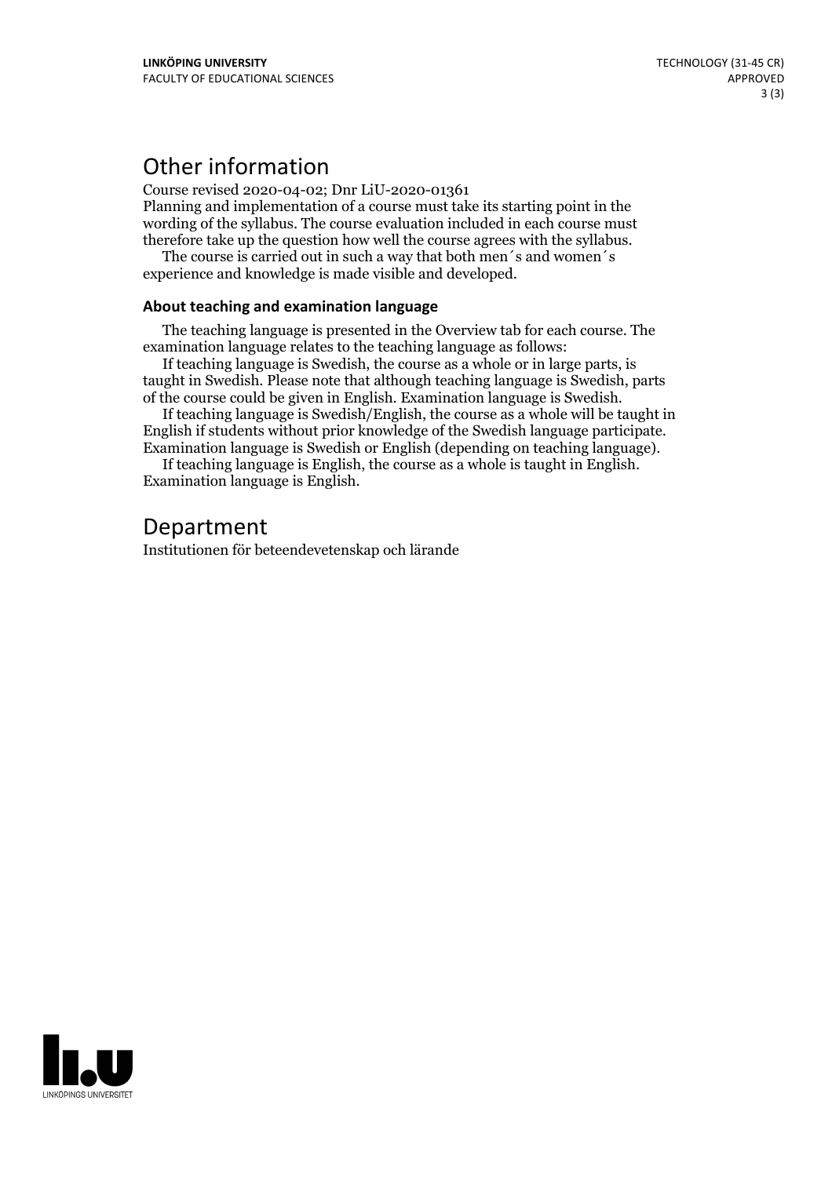# Other information

Course revised 2020-04-02; Dnr LiU-2020-01361

Planning and implementation of a course must take its starting point in the wording of the syllabus. The course evaluation included in each course must therefore take up the question how well the course agrees with the syllabus.

The course is carried out in such a way that both men´s and women´s experience and knowledge is made visible and developed.

### About teaching and examination language

The teaching language is presented in the Overview tab for each course. The examination language relates to the teaching language as follows:

If teaching language is Swedish, the course as a whole or in large parts, is taught in Swedish. Please note that although teaching language is Swedish, parts of the course could be given in English. Examination language is Swedish.

If teaching language is Swedish/English, the course as a whole will be taught in English if students without prior knowledge of the Swedish language participate. Examination language is Swedish or English (depending on teaching language).

If teaching language is English, the course as a whole is taught in English. Examination language is English.

# Department

Institutionen för beteendevetenskap och lärande